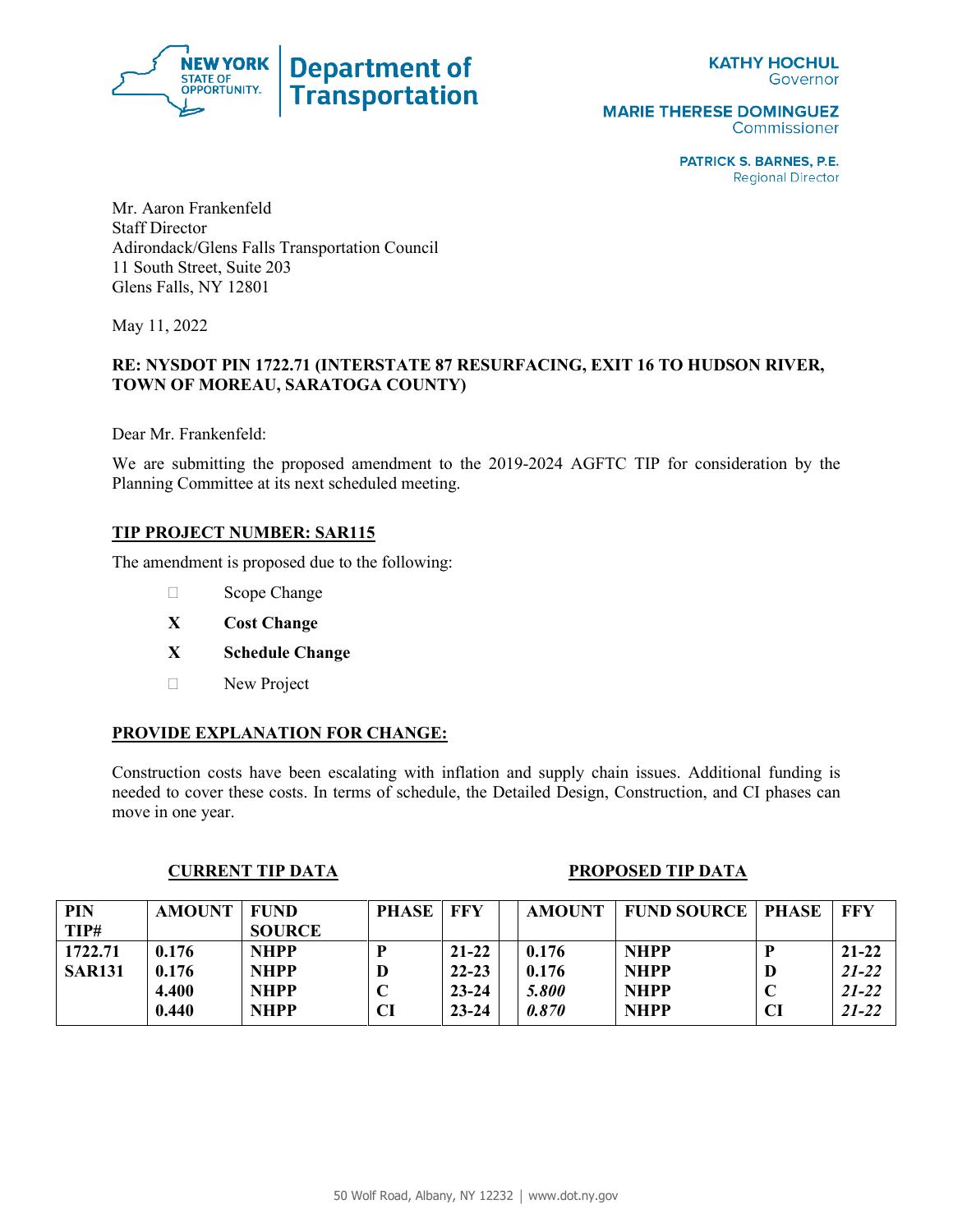NEW YORK STATE OF OPPORTUNITY. **Department of Transportation**

**KATHY HOCHUL**
Governor

**MARIE THERESE DOMINGUEZ**
Commissioner

**PATRICK S. BARNES, P.E.**
Regional Director

Mr. Aaron Frankenfeld
Staff Director
Adirondack/Glens Falls Transportation Council
11 South Street, Suite 203
Glens Falls, NY 12801

May 11, 2022

**RE: NYSDOT PIN 1722.71 (INTERSTATE 87 RESURFACING, EXIT 16 TO HUDSON RIVER, TOWN OF MOREAU, SARATOGA COUNTY)**

Dear Mr. Frankenfeld:

We are submitting the proposed amendment to the 2019-2024 AGFTC TIP for consideration by the Planning Committee at its next scheduled meeting.

**TIP PROJECT NUMBER: SAR115**

The amendment is proposed due to the following:

- ☐ Scope Change
- **X Cost Change**
- **X Schedule Change**
- ☐ New Project

**PROVIDE EXPLANATION FOR CHANGE:**

Construction costs have been escalating with inflation and supply chain issues. Additional funding is needed to cover these costs. In terms of schedule, the Detailed Design, Construction, and CI phases can move in one year.

| CURRENT TIP DATA | | | | | | PROPOSED TIP DATA | | | |
|---|---|---|---|---|---|---|---|---|---|
| **PIN TIP#** | **AMOUNT** | **FUND SOURCE** | **PHASE** | **FFY** | | **AMOUNT** | **FUND SOURCE** | **PHASE** | **FFY** |
| **1722.71** | **0.176** | **NHPP** | **P** | **21-22** | | **0.176** | **NHPP** | **P** | **21-22** |
| **SAR131** | **0.176** | **NHPP** | **D** | **22-23** | | **0.176** | **NHPP** | **D** | ***21-22*** |
| | **4.400** | **NHPP** | **C** | **23-24** | | ***5.800*** | **NHPP** | **C** | ***21-22*** |
| | **0.440** | **NHPP** | **CI** | **23-24** | | ***0.870*** | **NHPP** | **CI** | ***21-22*** |

50 Wolf Road, Albany, NY 12232 | www.dot.ny.gov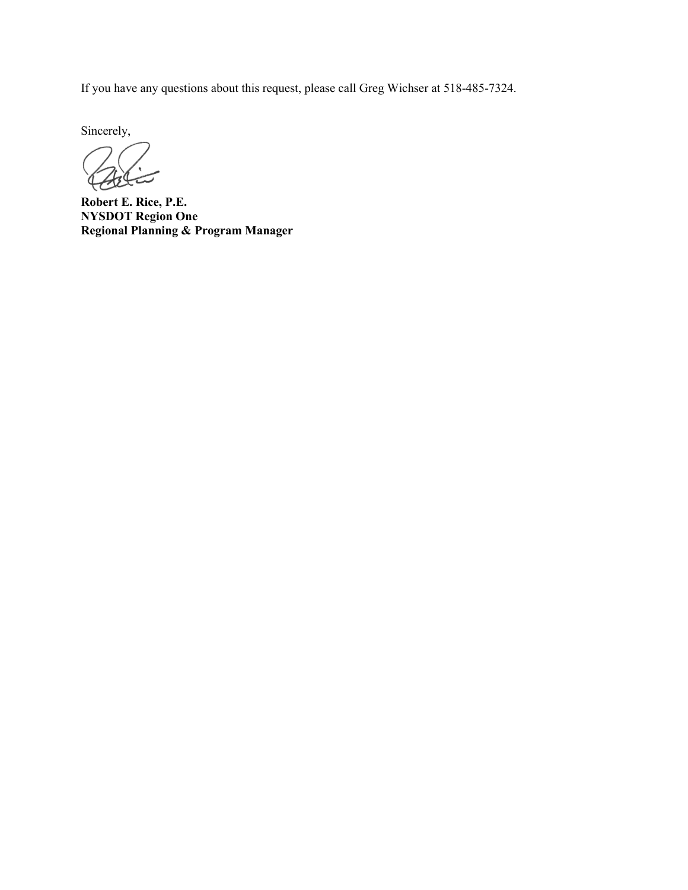If you have any questions about this request, please call Greg Wichser at 518-485-7324.

Sincerely,

**Robert E. Rice, P.E.**
**NYSDOT Region One**
**Regional Planning & Program Manager**